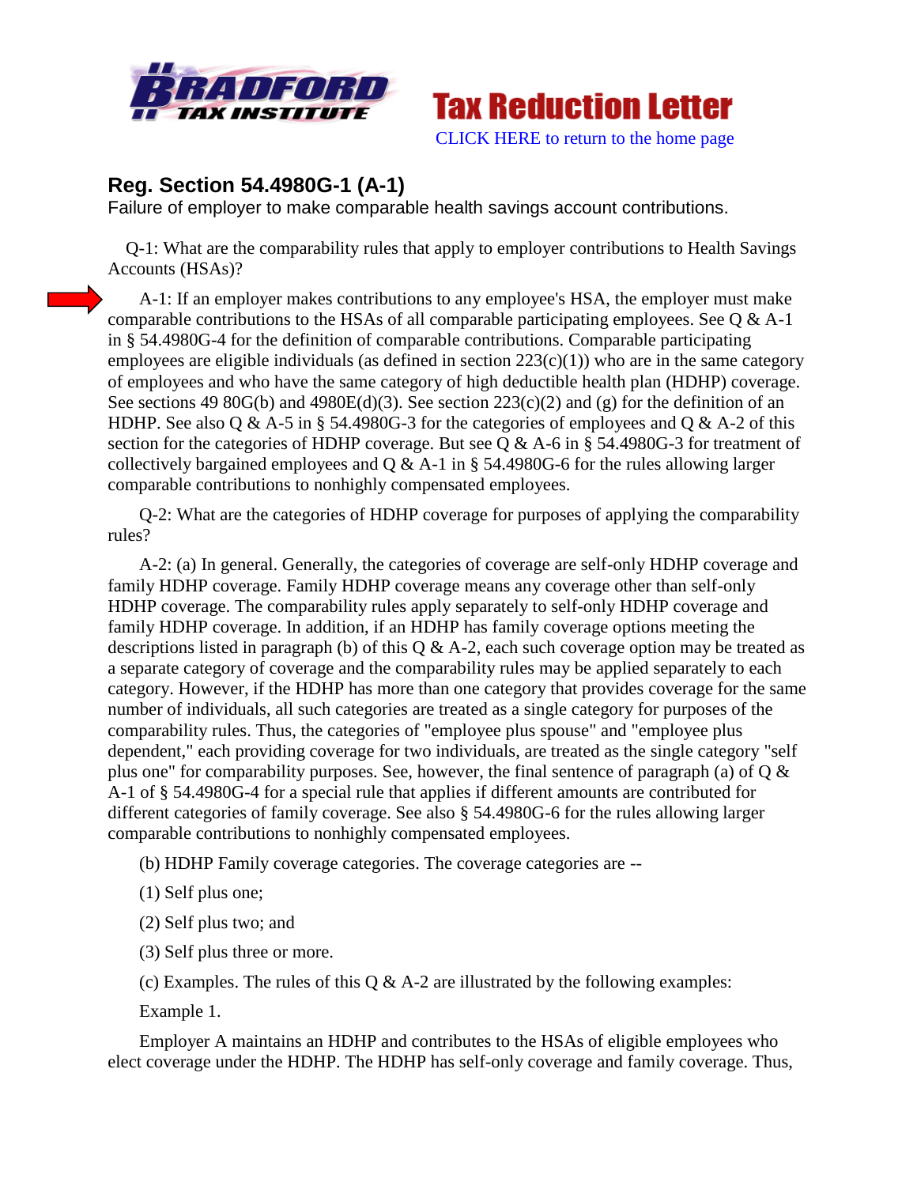**BRADFORD TAX INSTITUTE**

# Tax Reduction Letter

CLICK HERE to return to the home page

## Reg. Section 54.4980G-1 (A-1)

Failure of employer to make comparable health savings account contributions.

Q-1: What are the comparability rules that apply to employer contributions to Health Savings Accounts (HSAs)?

A-1: If an employer makes contributions to any employee's HSA, the employer must make comparable contributions to the HSAs of all comparable participating employees. See Q & A-1 in § 54.4980G-4 for the definition of comparable contributions. Comparable participating employees are eligible individuals (as defined in section 223(c)(1)) who are in the same category of employees and who have the same category of high deductible health plan (HDHP) coverage. See sections 49 80G(b) and 4980E(d)(3). See section 223(c)(2) and (g) for the definition of an HDHP. See also Q & A-5 in § 54.4980G-3 for the categories of employees and Q & A-2 of this section for the categories of HDHP coverage. But see Q & A-6 in § 54.4980G-3 for treatment of collectively bargained employees and Q & A-1 in § 54.4980G-6 for the rules allowing larger comparable contributions to nonhighly compensated employees.

Q-2: What are the categories of HDHP coverage for purposes of applying the comparability rules?

A-2: (a) In general. Generally, the categories of coverage are self-only HDHP coverage and family HDHP coverage. Family HDHP coverage means any coverage other than self-only HDHP coverage. The comparability rules apply separately to self-only HDHP coverage and family HDHP coverage. In addition, if an HDHP has family coverage options meeting the descriptions listed in paragraph (b) of this Q & A-2, each such coverage option may be treated as a separate category of coverage and the comparability rules may be applied separately to each category. However, if the HDHP has more than one category that provides coverage for the same number of individuals, all such categories are treated as a single category for purposes of the comparability rules. Thus, the categories of "employee plus spouse" and "employee plus dependent," each providing coverage for two individuals, are treated as the single category "self plus one" for comparability purposes. See, however, the final sentence of paragraph (a) of Q & A-1 of § 54.4980G-4 for a special rule that applies if different amounts are contributed for different categories of family coverage. See also § 54.4980G-6 for the rules allowing larger comparable contributions to nonhighly compensated employees.

(b) HDHP Family coverage categories. The coverage categories are --

(1) Self plus one;

(2) Self plus two; and

(3) Self plus three or more.

(c) Examples. The rules of this Q & A-2 are illustrated by the following examples:

Example 1.

Employer A maintains an HDHP and contributes to the HSAs of eligible employees who elect coverage under the HDHP. The HDHP has self-only coverage and family coverage. Thus,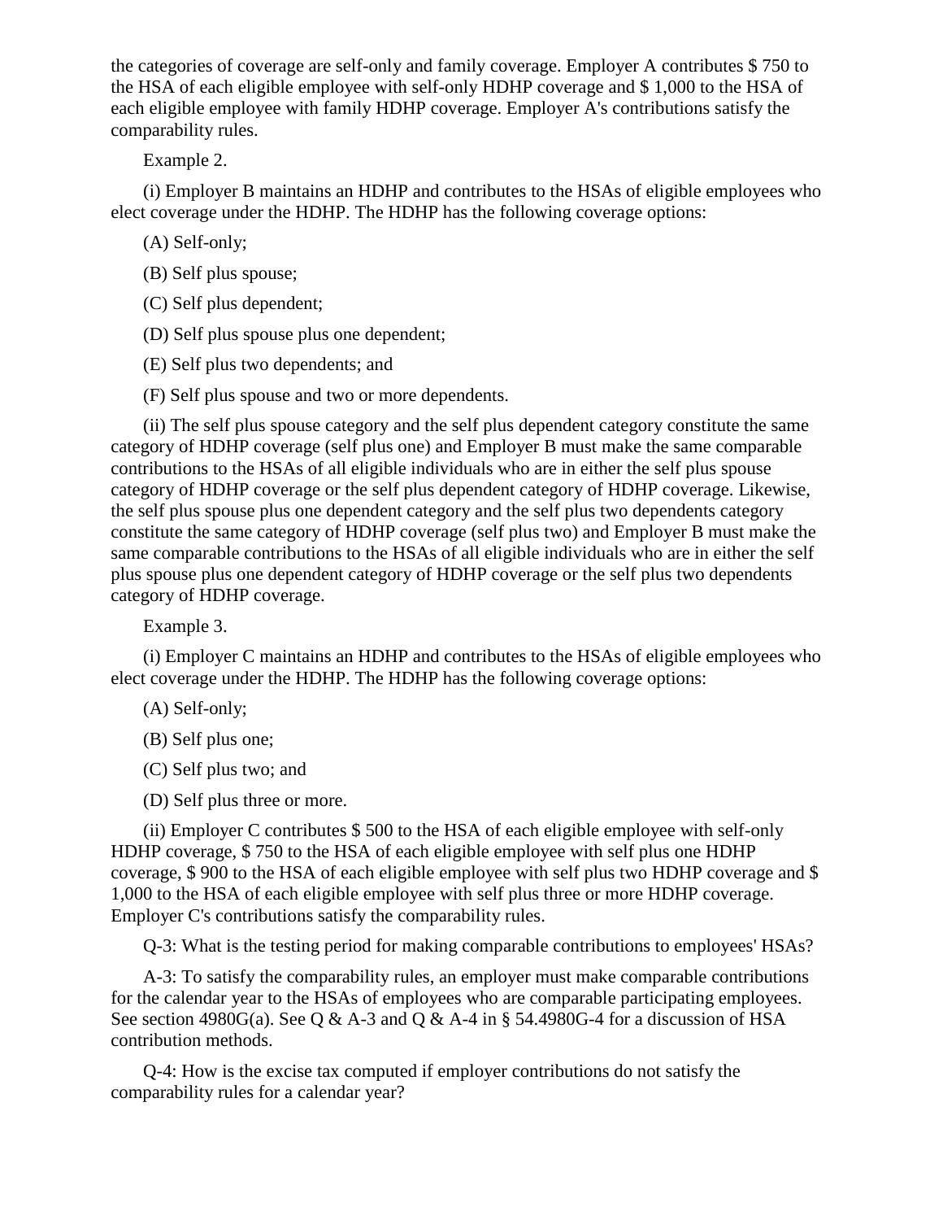the categories of coverage are self-only and family coverage. Employer A contributes $ 750 to the HSA of each eligible employee with self-only HDHP coverage and $ 1,000 to the HSA of each eligible employee with family HDHP coverage. Employer A's contributions satisfy the comparability rules.

Example 2.

(i) Employer B maintains an HDHP and contributes to the HSAs of eligible employees who elect coverage under the HDHP. The HDHP has the following coverage options:

(A) Self-only;

(B) Self plus spouse;

(C) Self plus dependent;

(D) Self plus spouse plus one dependent;

(E) Self plus two dependents; and

(F) Self plus spouse and two or more dependents.

(ii) The self plus spouse category and the self plus dependent category constitute the same category of HDHP coverage (self plus one) and Employer B must make the same comparable contributions to the HSAs of all eligible individuals who are in either the self plus spouse category of HDHP coverage or the self plus dependent category of HDHP coverage. Likewise, the self plus spouse plus one dependent category and the self plus two dependents category constitute the same category of HDHP coverage (self plus two) and Employer B must make the same comparable contributions to the HSAs of all eligible individuals who are in either the self plus spouse plus one dependent category of HDHP coverage or the self plus two dependents category of HDHP coverage.

Example 3.

(i) Employer C maintains an HDHP and contributes to the HSAs of eligible employees who elect coverage under the HDHP. The HDHP has the following coverage options:

(A) Self-only;

(B) Self plus one;

(C) Self plus two; and

(D) Self plus three or more.

(ii) Employer C contributes $ 500 to the HSA of each eligible employee with self-only HDHP coverage, $ 750 to the HSA of each eligible employee with self plus one HDHP coverage, $ 900 to the HSA of each eligible employee with self plus two HDHP coverage and $ 1,000 to the HSA of each eligible employee with self plus three or more HDHP coverage. Employer C's contributions satisfy the comparability rules.

Q-3: What is the testing period for making comparable contributions to employees' HSAs?

A-3: To satisfy the comparability rules, an employer must make comparable contributions for the calendar year to the HSAs of employees who are comparable participating employees. See section 4980G(a). See Q & A-3 and Q & A-4 in § 54.4980G-4 for a discussion of HSA contribution methods.

Q-4: How is the excise tax computed if employer contributions do not satisfy the comparability rules for a calendar year?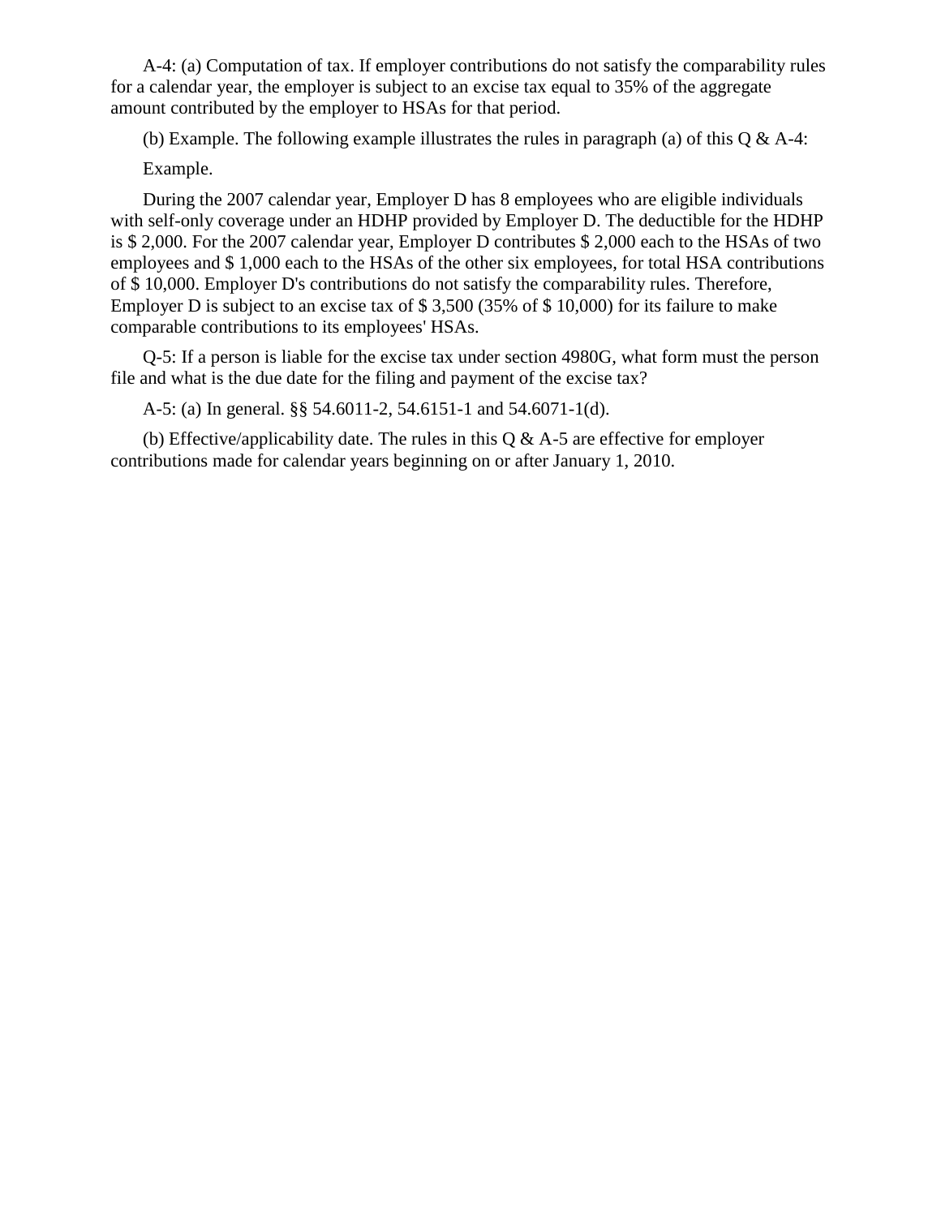A-4: (a) Computation of tax. If employer contributions do not satisfy the comparability rules for a calendar year, the employer is subject to an excise tax equal to 35% of the aggregate amount contributed by the employer to HSAs for that period.

(b) Example. The following example illustrates the rules in paragraph (a) of this Q & A-4:

Example.

During the 2007 calendar year, Employer D has 8 employees who are eligible individuals with self-only coverage under an HDHP provided by Employer D. The deductible for the HDHP is $ 2,000. For the 2007 calendar year, Employer D contributes $ 2,000 each to the HSAs of two employees and $ 1,000 each to the HSAs of the other six employees, for total HSA contributions of $ 10,000. Employer D's contributions do not satisfy the comparability rules. Therefore, Employer D is subject to an excise tax of $ 3,500 (35% of $ 10,000) for its failure to make comparable contributions to its employees' HSAs.

Q-5: If a person is liable for the excise tax under section 4980G, what form must the person file and what is the due date for the filing and payment of the excise tax?

A-5: (a) In general. §§ 54.6011-2, 54.6151-1 and 54.6071-1(d).

(b) Effective/applicability date. The rules in this Q & A-5 are effective for employer contributions made for calendar years beginning on or after January 1, 2010.